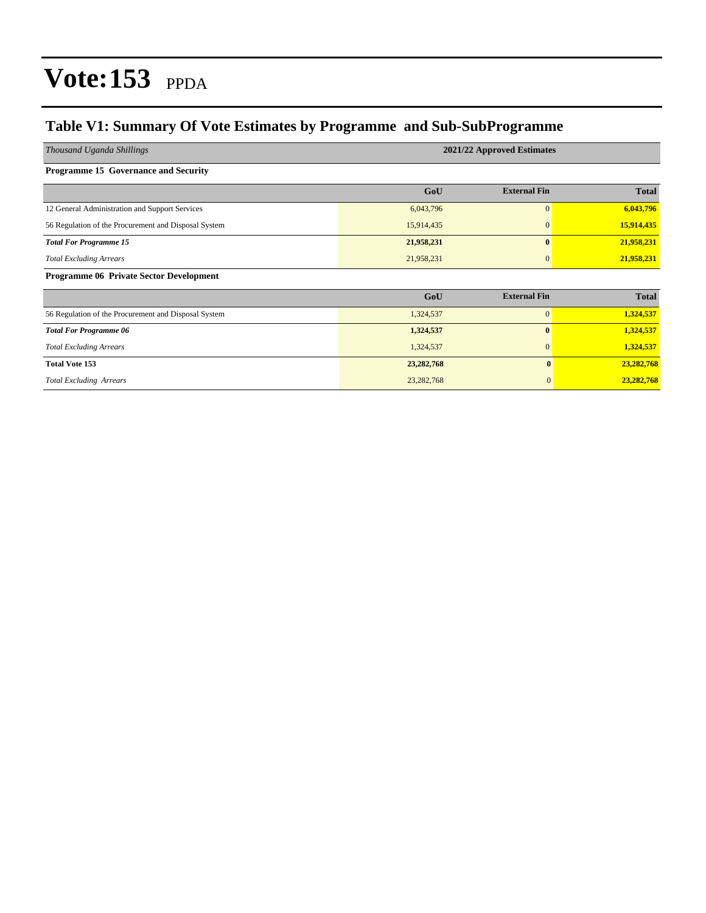# Vote:153 PPDA

## Table V1: Summary Of Vote Estimates by Programme and Sub-SubProgramme

| *Thousand Uganda Shillings* | 2021/22 Approved Estimates | | |
|---|---|---|---|
| **Programme 15 Governance and Security** | | | |
| | **GoU** | **External Fin** | **Total** |
| 12 General Administration and Support Services | 6,043,796 | 0 | **6,043,796** |
| 56 Regulation of the Procurement and Disposal System | 15,914,435 | 0 | **15,914,435** |
| ***Total For Programme 15*** | **21,958,231** | **0** | **21,958,231** |
| *Total Excluding Arrears* | 21,958,231 | 0 | **21,958,231** |
| **Programme 06 Private Sector Development** | | | |
| | **GoU** | **External Fin** | **Total** |
| 56 Regulation of the Procurement and Disposal System | 1,324,537 | 0 | **1,324,537** |
| ***Total For Programme 06*** | **1,324,537** | **0** | **1,324,537** |
| *Total Excluding Arrears* | 1,324,537 | 0 | **1,324,537** |
| **Total Vote 153** | **23,282,768** | **0** | **23,282,768** |
| *Total Excluding Arrears* | 23,282,768 | 0 | **23,282,768** |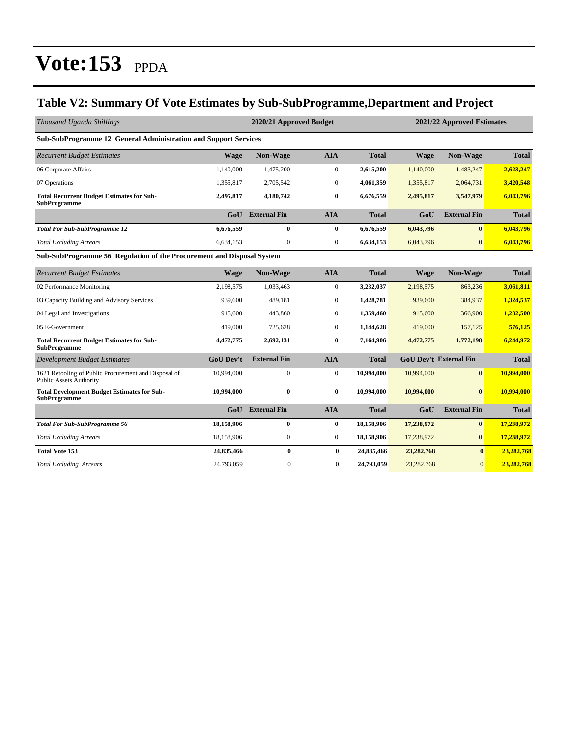# Vote:153 PPDA

## Table V2: Summary Of Vote Estimates by Sub-SubProgramme,Department and Project

| *Thousand Uganda Shillings* | 2020/21 Approved Budget | | | | 2021/22 Approved Estimates | | |
|---|---|---|---|---|---|---|---|
| **Sub-SubProgramme 12 General Administration and Support Services** | | | | | | | |
| *Recurrent Budget Estimates* | **Wage** | **Non-Wage** | **AIA** | **Total** | **Wage** | **Non-Wage** | **Total** |
| 06 Corporate Affairs | 1,140,000 | 1,475,200 | 0 | **2,615,200** | 1,140,000 | 1,483,247 | **2,623,247** |
| 07 Operations | 1,355,817 | 2,705,542 | 0 | **4,061,359** | 1,355,817 | 2,064,731 | **3,420,548** |
| **Total Recurrent Budget Estimates for Sub-SubProgramme** | **2,495,817** | **4,180,742** | **0** | **6,676,559** | **2,495,817** | **3,547,979** | **6,043,796** |
| | **GoU** | **External Fin** | **AIA** | **Total** | **GoU** | **External Fin** | **Total** |
| ***Total For Sub-SubProgramme 12*** | **6,676,559** | **0** | **0** | **6,676,559** | **6,043,796** | **0** | **6,043,796** |
| *Total Excluding Arrears* | 6,634,153 | 0 | 0 | **6,634,153** | 6,043,796 | 0 | **6,043,796** |
| **Sub-SubProgramme 56 Regulation of the Procurement and Disposal System** | | | | | | | |
| *Recurrent Budget Estimates* | **Wage** | **Non-Wage** | **AIA** | **Total** | **Wage** | **Non-Wage** | **Total** |
| 02 Performance Monitoring | 2,198,575 | 1,033,463 | 0 | **3,232,037** | 2,198,575 | 863,236 | **3,061,811** |
| 03 Capacity Building and Advisory Services | 939,600 | 489,181 | 0 | **1,428,781** | 939,600 | 384,937 | **1,324,537** |
| 04 Legal and Investigations | 915,600 | 443,860 | 0 | **1,359,460** | 915,600 | 366,900 | **1,282,500** |
| 05 E-Government | 419,000 | 725,628 | 0 | **1,144,628** | 419,000 | 157,125 | **576,125** |
| **Total Recurrent Budget Estimates for Sub-SubProgramme** | **4,472,775** | **2,692,131** | **0** | **7,164,906** | **4,472,775** | **1,772,198** | **6,244,972** |
| *Development Budget Estimates* | **GoU Dev't** | **External Fin** | **AIA** | **Total** | **GoU Dev't** | **External Fin** | **Total** |
| 1621 Retooling of Public Procurement and Disposal of Public Assets Authority | 10,994,000 | 0 | 0 | **10,994,000** | 10,994,000 | 0 | **10,994,000** |
| **Total Development Budget Estimates for Sub-SubProgramme** | **10,994,000** | **0** | **0** | **10,994,000** | **10,994,000** | **0** | **10,994,000** |
| | **GoU** | **External Fin** | **AIA** | **Total** | **GoU** | **External Fin** | **Total** |
| ***Total For Sub-SubProgramme 56*** | **18,158,906** | **0** | **0** | **18,158,906** | **17,238,972** | **0** | **17,238,972** |
| *Total Excluding Arrears* | 18,158,906 | 0 | 0 | **18,158,906** | 17,238,972 | 0 | **17,238,972** |
| **Total Vote 153** | **24,835,466** | **0** | **0** | **24,835,466** | **23,282,768** | **0** | **23,282,768** |
| *Total Excluding Arrears* | 24,793,059 | 0 | 0 | **24,793,059** | 23,282,768 | 0 | **23,282,768** |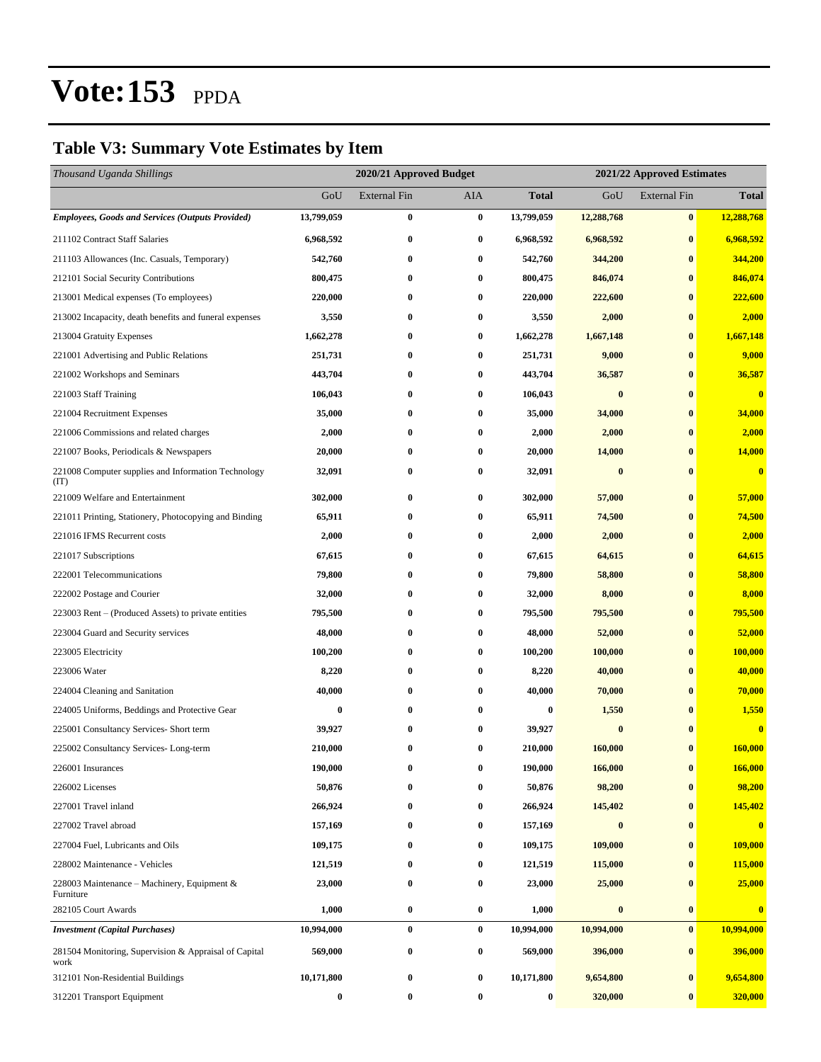# Vote:153 PPDA

## Table V3: Summary Vote Estimates by Item

| *Thousand Uganda Shillings* | 2020/21 Approved Budget | | | | 2021/22 Approved Estimates | | |
|---|---|---|---|---|---|---|---|
| | GoU | External Fin | AIA | **Total** | GoU | External Fin | **Total** |
| ***Employees, Goods and Services (Outputs Provided)*** | **13,799,059** | **0** | **0** | **13,799,059** | **12,288,768** | **0** | **12,288,768** |
| 211102 Contract Staff Salaries | **6,968,592** | **0** | **0** | **6,968,592** | **6,968,592** | **0** | **6,968,592** |
| 211103 Allowances (Inc. Casuals, Temporary) | **542,760** | **0** | **0** | **542,760** | **344,200** | **0** | **344,200** |
| 212101 Social Security Contributions | **800,475** | **0** | **0** | **800,475** | **846,074** | **0** | **846,074** |
| 213001 Medical expenses (To employees) | **220,000** | **0** | **0** | **220,000** | **222,600** | **0** | **222,600** |
| 213002 Incapacity, death benefits and funeral expenses | **3,550** | **0** | **0** | **3,550** | **2,000** | **0** | **2,000** |
| 213004 Gratuity Expenses | **1,662,278** | **0** | **0** | **1,662,278** | **1,667,148** | **0** | **1,667,148** |
| 221001 Advertising and Public Relations | **251,731** | **0** | **0** | **251,731** | **9,000** | **0** | **9,000** |
| 221002 Workshops and Seminars | **443,704** | **0** | **0** | **443,704** | **36,587** | **0** | **36,587** |
| 221003 Staff Training | **106,043** | **0** | **0** | **106,043** | **0** | **0** | **0** |
| 221004 Recruitment Expenses | **35,000** | **0** | **0** | **35,000** | **34,000** | **0** | **34,000** |
| 221006 Commissions and related charges | **2,000** | **0** | **0** | **2,000** | **2,000** | **0** | **2,000** |
| 221007 Books, Periodicals & Newspapers | **20,000** | **0** | **0** | **20,000** | **14,000** | **0** | **14,000** |
| 221008 Computer supplies and Information Technology (IT) | **32,091** | **0** | **0** | **32,091** | **0** | **0** | **0** |
| 221009 Welfare and Entertainment | **302,000** | **0** | **0** | **302,000** | **57,000** | **0** | **57,000** |
| 221011 Printing, Stationery, Photocopying and Binding | **65,911** | **0** | **0** | **65,911** | **74,500** | **0** | **74,500** |
| 221016 IFMS Recurrent costs | **2,000** | **0** | **0** | **2,000** | **2,000** | **0** | **2,000** |
| 221017 Subscriptions | **67,615** | **0** | **0** | **67,615** | **64,615** | **0** | **64,615** |
| 222001 Telecommunications | **79,800** | **0** | **0** | **79,800** | **58,800** | **0** | **58,800** |
| 222002 Postage and Courier | **32,000** | **0** | **0** | **32,000** | **8,000** | **0** | **8,000** |
| 223003 Rent – (Produced Assets) to private entities | **795,500** | **0** | **0** | **795,500** | **795,500** | **0** | **795,500** |
| 223004 Guard and Security services | **48,000** | **0** | **0** | **48,000** | **52,000** | **0** | **52,000** |
| 223005 Electricity | **100,200** | **0** | **0** | **100,200** | **100,000** | **0** | **100,000** |
| 223006 Water | **8,220** | **0** | **0** | **8,220** | **40,000** | **0** | **40,000** |
| 224004 Cleaning and Sanitation | **40,000** | **0** | **0** | **40,000** | **70,000** | **0** | **70,000** |
| 224005 Uniforms, Beddings and Protective Gear | **0** | **0** | **0** | **0** | **1,550** | **0** | **1,550** |
| 225001 Consultancy Services- Short term | **39,927** | **0** | **0** | **39,927** | **0** | **0** | **0** |
| 225002 Consultancy Services- Long-term | **210,000** | **0** | **0** | **210,000** | **160,000** | **0** | **160,000** |
| 226001 Insurances | **190,000** | **0** | **0** | **190,000** | **166,000** | **0** | **166,000** |
| 226002 Licenses | **50,876** | **0** | **0** | **50,876** | **98,200** | **0** | **98,200** |
| 227001 Travel inland | **266,924** | **0** | **0** | **266,924** | **145,402** | **0** | **145,402** |
| 227002 Travel abroad | **157,169** | **0** | **0** | **157,169** | **0** | **0** | **0** |
| 227004 Fuel, Lubricants and Oils | **109,175** | **0** | **0** | **109,175** | **109,000** | **0** | **109,000** |
| 228002 Maintenance - Vehicles | **121,519** | **0** | **0** | **121,519** | **115,000** | **0** | **115,000** |
| 228003 Maintenance – Machinery, Equipment & Furniture | **23,000** | **0** | **0** | **23,000** | **25,000** | **0** | **25,000** |
| 282105 Court Awards | **1,000** | **0** | **0** | **1,000** | **0** | **0** | **0** |
| ***Investment (Capital Purchases)*** | **10,994,000** | **0** | **0** | **10,994,000** | **10,994,000** | **0** | **10,994,000** |
| 281504 Monitoring, Supervision & Appraisal of Capital work | **569,000** | **0** | **0** | **569,000** | **396,000** | **0** | **396,000** |
| 312101 Non-Residential Buildings | **10,171,800** | **0** | **0** | **10,171,800** | **9,654,800** | **0** | **9,654,800** |
| 312201 Transport Equipment | **0** | **0** | **0** | **0** | **320,000** | **0** | **320,000** |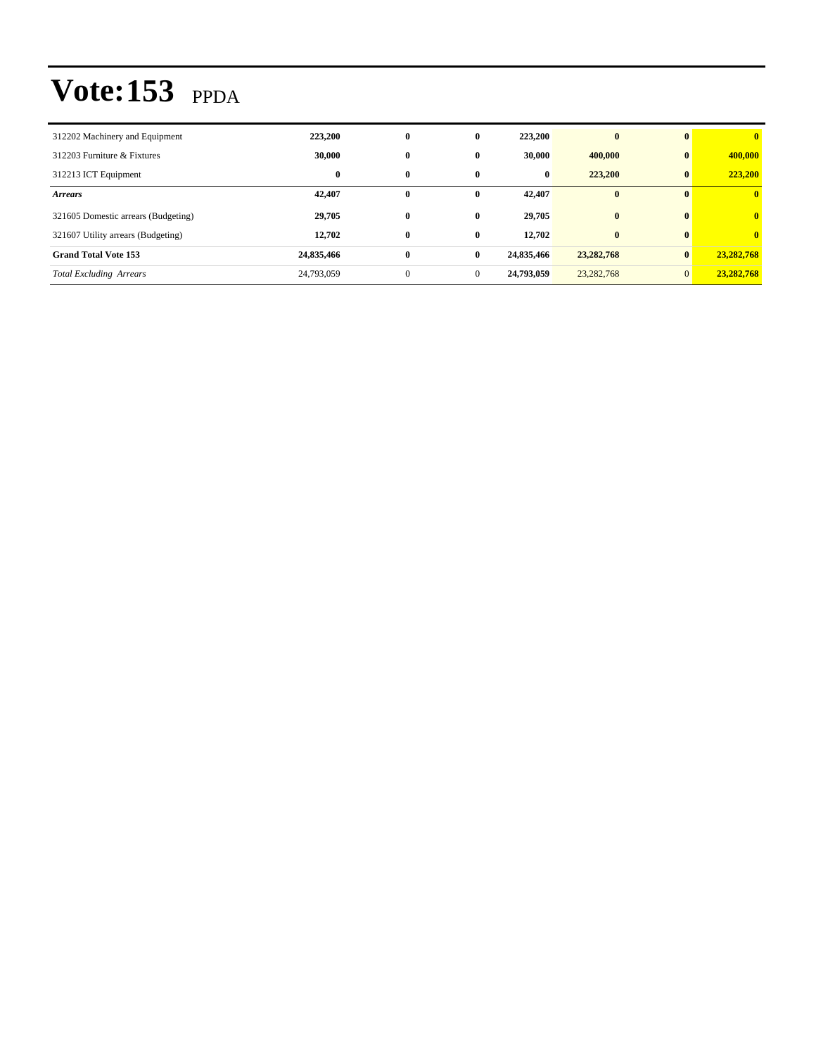# Vote:153 PPDA

| | | | | | | | |
|---|---|---|---|---|---|---|---|
| 312202 Machinery and Equipment | **223,200** | **0** | **0** | **223,200** | **0** | **0** | **0** |
| 312203 Furniture & Fixtures | **30,000** | **0** | **0** | **30,000** | **400,000** | **0** | **400,000** |
| 312213 ICT Equipment | **0** | **0** | **0** | **0** | **223,200** | **0** | **223,200** |
| ***Arrears*** | **42,407** | **0** | **0** | **42,407** | **0** | **0** | **0** |
| 321605 Domestic arrears (Budgeting) | **29,705** | **0** | **0** | **29,705** | **0** | **0** | **0** |
| 321607 Utility arrears (Budgeting) | **12,702** | **0** | **0** | **12,702** | **0** | **0** | **0** |
| **Grand Total Vote 153** | **24,835,466** | **0** | **0** | **24,835,466** | **23,282,768** | **0** | **23,282,768** |
| *Total Excluding Arrears* | 24,793,059 | 0 | 0 | **24,793,059** | 23,282,768 | 0 | **23,282,768** |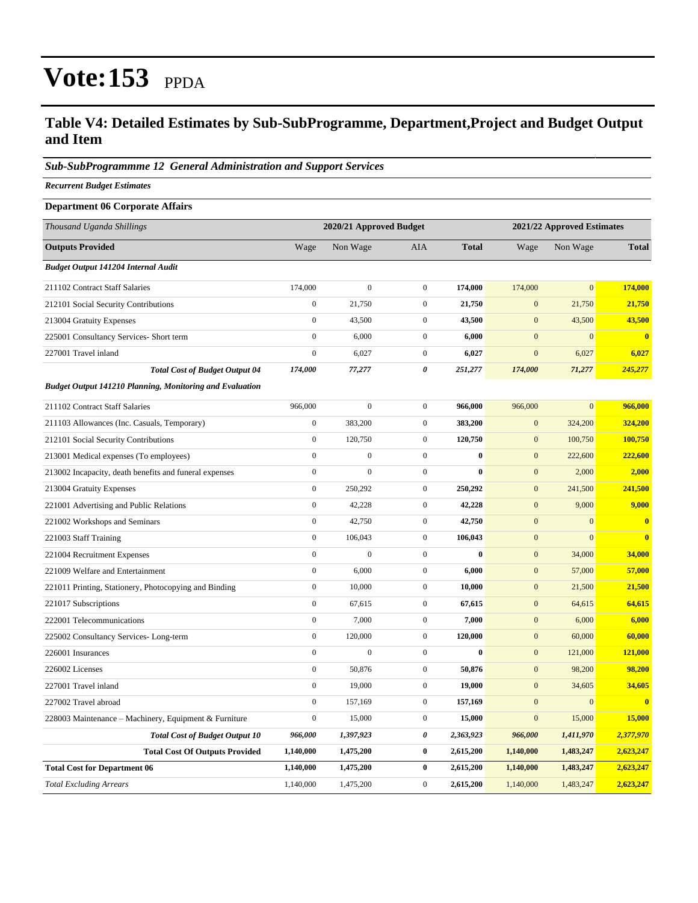# Vote:153 PPDA

## Table V4: Detailed Estimates by Sub-SubProgramme, Department,Project and Budget Output and Item

### *Sub-SubProgrammme 12 General Administration and Support Services*

***Recurrent Budget Estimates***

**Department 06 Corporate Affairs**

| *Thousand Uganda Shillings* | 2020/21 Approved Budget | | | | 2021/22 Approved Estimates | | |
|---|---|---|---|---|---|---|---|
| **Outputs Provided** | Wage | Non Wage | AIA | **Total** | Wage | Non Wage | **Total** |
| ***Budget Output 141204 Internal Audit*** | | | | | | | |
| 211102 Contract Staff Salaries | 174,000 | 0 | 0 | **174,000** | 174,000 | 0 | **174,000** |
| 212101 Social Security Contributions | 0 | 21,750 | 0 | **21,750** | 0 | 21,750 | **21,750** |
| 213004 Gratuity Expenses | 0 | 43,500 | 0 | **43,500** | 0 | 43,500 | **43,500** |
| 225001 Consultancy Services- Short term | 0 | 6,000 | 0 | **6,000** | 0 | 0 | **0** |
| 227001 Travel inland | 0 | 6,027 | 0 | **6,027** | 0 | 6,027 | **6,027** |
| ***Total Cost of Budget Output 04*** | ***174,000*** | ***77,277*** | ***0*** | ***251,277*** | ***174,000*** | ***71,277*** | ***245,277*** |
| ***Budget Output 141210 Planning, Monitoring and Evaluation*** | | | | | | | |
| 211102 Contract Staff Salaries | 966,000 | 0 | 0 | **966,000** | 966,000 | 0 | **966,000** |
| 211103 Allowances (Inc. Casuals, Temporary) | 0 | 383,200 | 0 | **383,200** | 0 | 324,200 | **324,200** |
| 212101 Social Security Contributions | 0 | 120,750 | 0 | **120,750** | 0 | 100,750 | **100,750** |
| 213001 Medical expenses (To employees) | 0 | 0 | 0 | **0** | 0 | 222,600 | **222,600** |
| 213002 Incapacity, death benefits and funeral expenses | 0 | 0 | 0 | **0** | 0 | 2,000 | **2,000** |
| 213004 Gratuity Expenses | 0 | 250,292 | 0 | **250,292** | 0 | 241,500 | **241,500** |
| 221001 Advertising and Public Relations | 0 | 42,228 | 0 | **42,228** | 0 | 9,000 | **9,000** |
| 221002 Workshops and Seminars | 0 | 42,750 | 0 | **42,750** | 0 | 0 | **0** |
| 221003 Staff Training | 0 | 106,043 | 0 | **106,043** | 0 | 0 | **0** |
| 221004 Recruitment Expenses | 0 | 0 | 0 | **0** | 0 | 34,000 | **34,000** |
| 221009 Welfare and Entertainment | 0 | 6,000 | 0 | **6,000** | 0 | 57,000 | **57,000** |
| 221011 Printing, Stationery, Photocopying and Binding | 0 | 10,000 | 0 | **10,000** | 0 | 21,500 | **21,500** |
| 221017 Subscriptions | 0 | 67,615 | 0 | **67,615** | 0 | 64,615 | **64,615** |
| 222001 Telecommunications | 0 | 7,000 | 0 | **7,000** | 0 | 6,000 | **6,000** |
| 225002 Consultancy Services- Long-term | 0 | 120,000 | 0 | **120,000** | 0 | 60,000 | **60,000** |
| 226001 Insurances | 0 | 0 | 0 | **0** | 0 | 121,000 | **121,000** |
| 226002 Licenses | 0 | 50,876 | 0 | **50,876** | 0 | 98,200 | **98,200** |
| 227001 Travel inland | 0 | 19,000 | 0 | **19,000** | 0 | 34,605 | **34,605** |
| 227002 Travel abroad | 0 | 157,169 | 0 | **157,169** | 0 | 0 | **0** |
| 228003 Maintenance – Machinery, Equipment & Furniture | 0 | 15,000 | 0 | **15,000** | 0 | 15,000 | **15,000** |
| ***Total Cost of Budget Output 10*** | ***966,000*** | ***1,397,923*** | ***0*** | ***2,363,923*** | ***966,000*** | ***1,411,970*** | ***2,377,970*** |
| **Total Cost Of Outputs Provided** | **1,140,000** | **1,475,200** | **0** | **2,615,200** | **1,140,000** | **1,483,247** | **2,623,247** |
| **Total Cost for Department 06** | **1,140,000** | **1,475,200** | **0** | **2,615,200** | **1,140,000** | **1,483,247** | **2,623,247** |
| *Total Excluding Arrears* | 1,140,000 | 1,475,200 | 0 | **2,615,200** | 1,140,000 | 1,483,247 | **2,623,247** |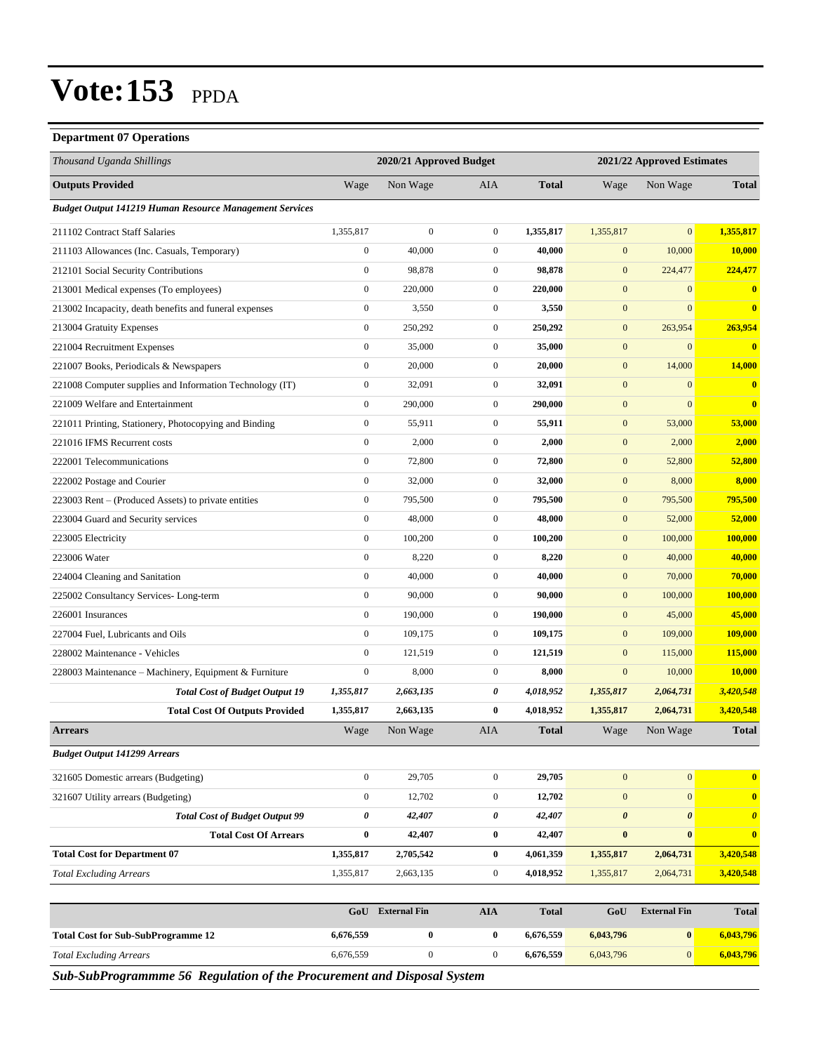# Vote:153 PPDA

**Department 07 Operations**

| *Thousand Uganda Shillings* | 2020/21 Approved Budget | | | | 2021/22 Approved Estimates | | |
|---|---|---|---|---|---|---|---|
| **Outputs Provided** | Wage | Non Wage | AIA | **Total** | Wage | Non Wage | **Total** |
| ***Budget Output 141219 Human Resource Management Services*** | | | | | | | |
| 211102 Contract Staff Salaries | 1,355,817 | 0 | 0 | **1,355,817** | 1,355,817 | 0 | **1,355,817** |
| 211103 Allowances (Inc. Casuals, Temporary) | 0 | 40,000 | 0 | **40,000** | 0 | 10,000 | **10,000** |
| 212101 Social Security Contributions | 0 | 98,878 | 0 | **98,878** | 0 | 224,477 | **224,477** |
| 213001 Medical expenses (To employees) | 0 | 220,000 | 0 | **220,000** | 0 | 0 | **0** |
| 213002 Incapacity, death benefits and funeral expenses | 0 | 3,550 | 0 | **3,550** | 0 | 0 | **0** |
| 213004 Gratuity Expenses | 0 | 250,292 | 0 | **250,292** | 0 | 263,954 | **263,954** |
| 221004 Recruitment Expenses | 0 | 35,000 | 0 | **35,000** | 0 | 0 | **0** |
| 221007 Books, Periodicals & Newspapers | 0 | 20,000 | 0 | **20,000** | 0 | 14,000 | **14,000** |
| 221008 Computer supplies and Information Technology (IT) | 0 | 32,091 | 0 | **32,091** | 0 | 0 | **0** |
| 221009 Welfare and Entertainment | 0 | 290,000 | 0 | **290,000** | 0 | 0 | **0** |
| 221011 Printing, Stationery, Photocopying and Binding | 0 | 55,911 | 0 | **55,911** | 0 | 53,000 | **53,000** |
| 221016 IFMS Recurrent costs | 0 | 2,000 | 0 | **2,000** | 0 | 2,000 | **2,000** |
| 222001 Telecommunications | 0 | 72,800 | 0 | **72,800** | 0 | 52,800 | **52,800** |
| 222002 Postage and Courier | 0 | 32,000 | 0 | **32,000** | 0 | 8,000 | **8,000** |
| 223003 Rent – (Produced Assets) to private entities | 0 | 795,500 | 0 | **795,500** | 0 | 795,500 | **795,500** |
| 223004 Guard and Security services | 0 | 48,000 | 0 | **48,000** | 0 | 52,000 | **52,000** |
| 223005 Electricity | 0 | 100,200 | 0 | **100,200** | 0 | 100,000 | **100,000** |
| 223006 Water | 0 | 8,220 | 0 | **8,220** | 0 | 40,000 | **40,000** |
| 224004 Cleaning and Sanitation | 0 | 40,000 | 0 | **40,000** | 0 | 70,000 | **70,000** |
| 225002 Consultancy Services- Long-term | 0 | 90,000 | 0 | **90,000** | 0 | 100,000 | **100,000** |
| 226001 Insurances | 0 | 190,000 | 0 | **190,000** | 0 | 45,000 | **45,000** |
| 227004 Fuel, Lubricants and Oils | 0 | 109,175 | 0 | **109,175** | 0 | 109,000 | **109,000** |
| 228002 Maintenance - Vehicles | 0 | 121,519 | 0 | **121,519** | 0 | 115,000 | **115,000** |
| 228003 Maintenance – Machinery, Equipment & Furniture | 0 | 8,000 | 0 | **8,000** | 0 | 10,000 | **10,000** |
| ***Total Cost of Budget Output 19*** | ***1,355,817*** | ***2,663,135*** | ***0*** | ***4,018,952*** | ***1,355,817*** | ***2,064,731*** | ***3,420,548*** |
| **Total Cost Of Outputs Provided** | **1,355,817** | **2,663,135** | **0** | **4,018,952** | **1,355,817** | **2,064,731** | **3,420,548** |
| **Arrears** | Wage | Non Wage | AIA | **Total** | Wage | Non Wage | **Total** |
| ***Budget Output 141299 Arrears*** | | | | | | | |
| 321605 Domestic arrears (Budgeting) | 0 | 29,705 | 0 | **29,705** | 0 | 0 | **0** |
| 321607 Utility arrears (Budgeting) | 0 | 12,702 | 0 | **12,702** | 0 | 0 | **0** |
| ***Total Cost of Budget Output 99*** | ***0*** | ***42,407*** | ***0*** | ***42,407*** | ***0*** | ***0*** | ***0*** |
| **Total Cost Of Arrears** | **0** | **42,407** | **0** | **42,407** | **0** | **0** | **0** |
| **Total Cost for Department 07** | **1,355,817** | **2,705,542** | **0** | **4,061,359** | **1,355,817** | **2,064,731** | **3,420,548** |
| *Total Excluding Arrears* | 1,355,817 | 2,663,135 | 0 | **4,018,952** | 1,355,817 | 2,064,731 | **3,420,548** |

| | GoU | External Fin | AIA | Total | GoU | External Fin | Total |
|---|---|---|---|---|---|---|---|
| **Total Cost for Sub-SubProgramme 12** | **6,676,559** | **0** | **0** | **6,676,559** | **6,043,796** | **0** | **6,043,796** |
| *Total Excluding Arrears* | 6,676,559 | 0 | 0 | **6,676,559** | 6,043,796 | 0 | **6,043,796** |

***Sub-SubProgrammme 56 Regulation of the Procurement and Disposal System***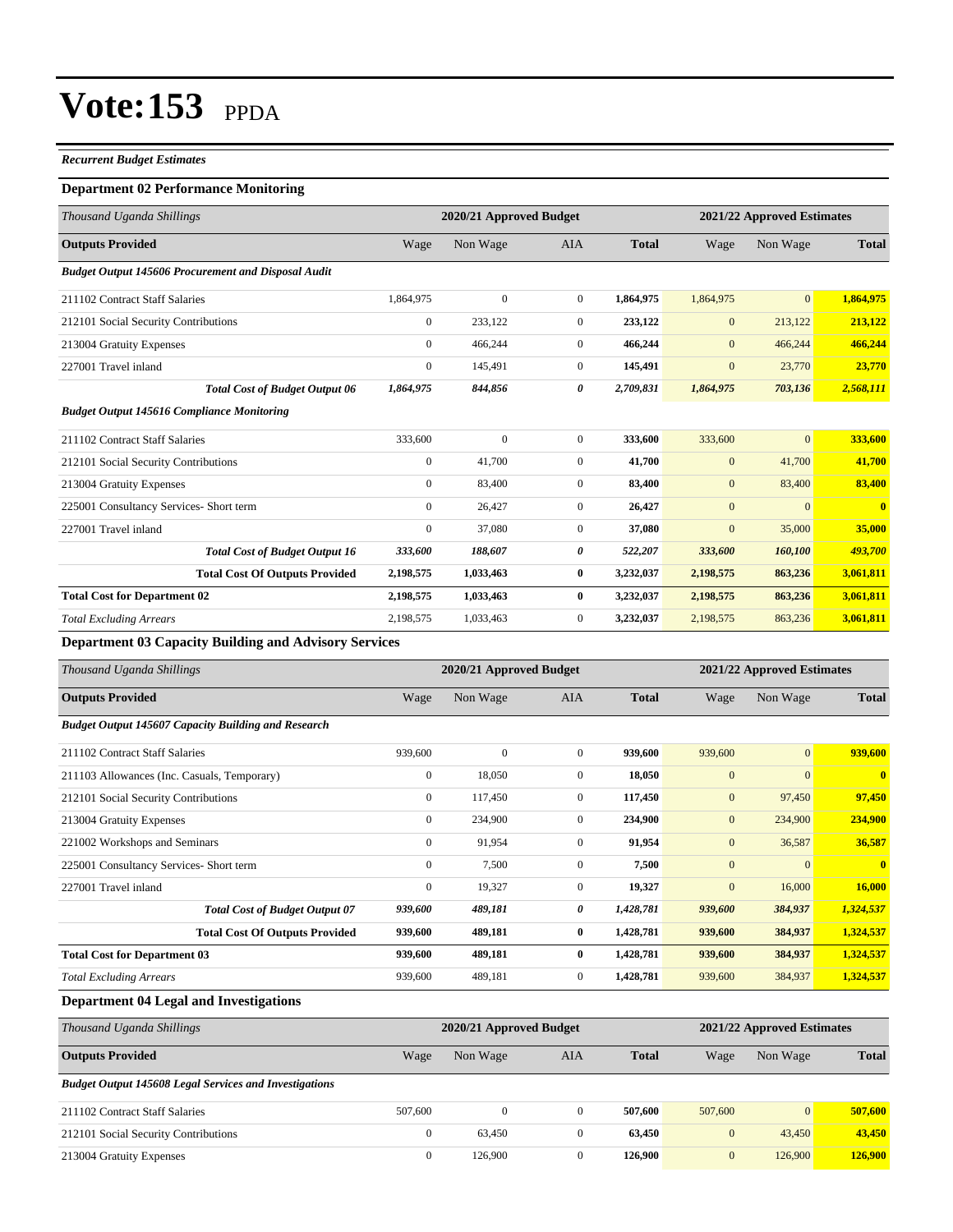# Vote:153 PPDA

*Recurrent Budget Estimates*

### Department 02 Performance Monitoring

| *Thousand Uganda Shillings* | 2020/21 Approved Budget | | | | 2021/22 Approved Estimates | | |
|---|---|---|---|---|---|---|---|
| **Outputs Provided** | Wage | Non Wage | AIA | **Total** | Wage | Non Wage | **Total** |
| ***Budget Output 145606 Procurement and Disposal Audit*** | | | | | | | |
| 211102 Contract Staff Salaries | 1,864,975 | 0 | 0 | **1,864,975** | 1,864,975 | 0 | **1,864,975** |
| 212101 Social Security Contributions | 0 | 233,122 | 0 | **233,122** | 0 | 213,122 | **213,122** |
| 213004 Gratuity Expenses | 0 | 466,244 | 0 | **466,244** | 0 | 466,244 | **466,244** |
| 227001 Travel inland | 0 | 145,491 | 0 | **145,491** | 0 | 23,770 | **23,770** |
| ***Total Cost of Budget Output 06*** | ***1,864,975*** | ***844,856*** | ***0*** | ***2,709,831*** | ***1,864,975*** | ***703,136*** | ***2,568,111*** |
| ***Budget Output 145616 Compliance Monitoring*** | | | | | | | |
| 211102 Contract Staff Salaries | 333,600 | 0 | 0 | **333,600** | 333,600 | 0 | **333,600** |
| 212101 Social Security Contributions | 0 | 41,700 | 0 | **41,700** | 0 | 41,700 | **41,700** |
| 213004 Gratuity Expenses | 0 | 83,400 | 0 | **83,400** | 0 | 83,400 | **83,400** |
| 225001 Consultancy Services- Short term | 0 | 26,427 | 0 | **26,427** | 0 | 0 | **0** |
| 227001 Travel inland | 0 | 37,080 | 0 | **37,080** | 0 | 35,000 | **35,000** |
| ***Total Cost of Budget Output 16*** | ***333,600*** | ***188,607*** | ***0*** | ***522,207*** | ***333,600*** | ***160,100*** | ***493,700*** |
| **Total Cost Of Outputs Provided** | **2,198,575** | **1,033,463** | **0** | **3,232,037** | **2,198,575** | **863,236** | **3,061,811** |
| **Total Cost for Department 02** | **2,198,575** | **1,033,463** | **0** | **3,232,037** | **2,198,575** | **863,236** | **3,061,811** |
| *Total Excluding Arrears* | 2,198,575 | 1,033,463 | 0 | 3,232,037 | 2,198,575 | 863,236 | **3,061,811** |

### Department 03 Capacity Building and Advisory Services

| *Thousand Uganda Shillings* | 2020/21 Approved Budget | | | | 2021/22 Approved Estimates | | |
|---|---|---|---|---|---|---|---|
| **Outputs Provided** | Wage | Non Wage | AIA | **Total** | Wage | Non Wage | **Total** |
| ***Budget Output 145607 Capacity Building and Research*** | | | | | | | |
| 211102 Contract Staff Salaries | 939,600 | 0 | 0 | **939,600** | 939,600 | 0 | **939,600** |
| 211103 Allowances (Inc. Casuals, Temporary) | 0 | 18,050 | 0 | **18,050** | 0 | 0 | **0** |
| 212101 Social Security Contributions | 0 | 117,450 | 0 | **117,450** | 0 | 97,450 | **97,450** |
| 213004 Gratuity Expenses | 0 | 234,900 | 0 | **234,900** | 0 | 234,900 | **234,900** |
| 221002 Workshops and Seminars | 0 | 91,954 | 0 | **91,954** | 0 | 36,587 | **36,587** |
| 225001 Consultancy Services- Short term | 0 | 7,500 | 0 | **7,500** | 0 | 0 | **0** |
| 227001 Travel inland | 0 | 19,327 | 0 | **19,327** | 0 | 16,000 | **16,000** |
| ***Total Cost of Budget Output 07*** | ***939,600*** | ***489,181*** | ***0*** | ***1,428,781*** | ***939,600*** | ***384,937*** | ***1,324,537*** |
| **Total Cost Of Outputs Provided** | **939,600** | **489,181** | **0** | **1,428,781** | **939,600** | **384,937** | **1,324,537** |
| **Total Cost for Department 03** | **939,600** | **489,181** | **0** | **1,428,781** | **939,600** | **384,937** | **1,324,537** |
| *Total Excluding Arrears* | 939,600 | 489,181 | 0 | **1,428,781** | 939,600 | 384,937 | **1,324,537** |

### Department 04 Legal and Investigations

| *Thousand Uganda Shillings* | 2020/21 Approved Budget | | | | 2021/22 Approved Estimates | | |
|---|---|---|---|---|---|---|---|
| **Outputs Provided** | Wage | Non Wage | AIA | **Total** | Wage | Non Wage | **Total** |
| ***Budget Output 145608 Legal Services and Investigations*** | | | | | | | |
| 211102 Contract Staff Salaries | 507,600 | 0 | 0 | **507,600** | 507,600 | 0 | **507,600** |
| 212101 Social Security Contributions | 0 | 63,450 | 0 | **63,450** | 0 | 43,450 | **43,450** |
| 213004 Gratuity Expenses | 0 | 126,900 | 0 | **126,900** | 0 | 126,900 | **126,900** |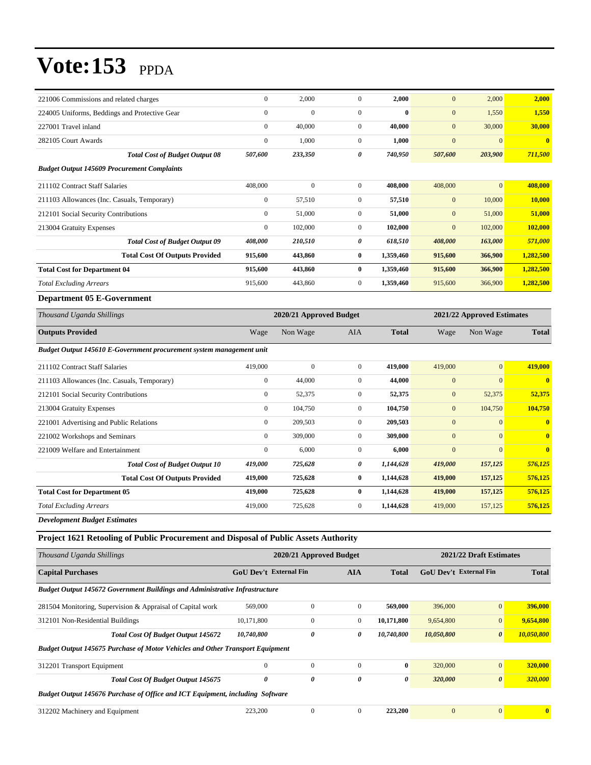# Vote:153 PPDA

| | | | | | | | |
|---|---|---|---|---|---|---|---|
| 221006 Commissions and related charges | 0 | 2,000 | 0 | **2,000** | 0 | 2,000 | **2,000** |
| 224005 Uniforms, Beddings and Protective Gear | 0 | 0 | 0 | **0** | 0 | 1,550 | **1,550** |
| 227001 Travel inland | 0 | 40,000 | 0 | **40,000** | 0 | 30,000 | **30,000** |
| 282105 Court Awards | 0 | 1,000 | 0 | **1,000** | 0 | 0 | **0** |
| ***Total Cost of Budget Output 08*** | ***507,600*** | ***233,350*** | ***0*** | ***740,950*** | ***507,600*** | ***203,900*** | ***711,500*** |
| ***Budget Output 145609 Procurement Complaints*** | | | | | | | |
| 211102 Contract Staff Salaries | 408,000 | 0 | 0 | **408,000** | 408,000 | 0 | **408,000** |
| 211103 Allowances (Inc. Casuals, Temporary) | 0 | 57,510 | 0 | **57,510** | 0 | 10,000 | **10,000** |
| 212101 Social Security Contributions | 0 | 51,000 | 0 | **51,000** | 0 | 51,000 | **51,000** |
| 213004 Gratuity Expenses | 0 | 102,000 | 0 | **102,000** | 0 | 102,000 | **102,000** |
| ***Total Cost of Budget Output 09*** | ***408,000*** | ***210,510*** | ***0*** | ***618,510*** | ***408,000*** | ***163,000*** | ***571,000*** |
| **Total Cost Of Outputs Provided** | **915,600** | **443,860** | **0** | **1,359,460** | **915,600** | **366,900** | **1,282,500** |
| **Total Cost for Department 04** | **915,600** | **443,860** | **0** | **1,359,460** | **915,600** | **366,900** | **1,282,500** |
| *Total Excluding Arrears* | 915,600 | 443,860 | 0 | **1,359,460** | 915,600 | 366,900 | **1,282,500** |

### Department 05 E-Government

| *Thousand Uganda Shillings* | 2020/21 Approved Budget | | | | 2021/22 Approved Estimates | | |
|---|---|---|---|---|---|---|---|
| **Outputs Provided** | Wage | Non Wage | AIA | **Total** | Wage | Non Wage | **Total** |
| ***Budget Output 145610 E-Government procurement system management unit*** | | | | | | | |
| 211102 Contract Staff Salaries | 419,000 | 0 | 0 | **419,000** | 419,000 | 0 | **419,000** |
| 211103 Allowances (Inc. Casuals, Temporary) | 0 | 44,000 | 0 | **44,000** | 0 | 0 | **0** |
| 212101 Social Security Contributions | 0 | 52,375 | 0 | **52,375** | 0 | 52,375 | **52,375** |
| 213004 Gratuity Expenses | 0 | 104,750 | 0 | **104,750** | 0 | 104,750 | **104,750** |
| 221001 Advertising and Public Relations | 0 | 209,503 | 0 | **209,503** | 0 | 0 | **0** |
| 221002 Workshops and Seminars | 0 | 309,000 | 0 | **309,000** | 0 | 0 | **0** |
| 221009 Welfare and Entertainment | 0 | 6,000 | 0 | **6,000** | 0 | 0 | **0** |
| ***Total Cost of Budget Output 10*** | ***419,000*** | ***725,628*** | ***0*** | ***1,144,628*** | ***419,000*** | ***157,125*** | ***576,125*** |
| **Total Cost Of Outputs Provided** | **419,000** | **725,628** | **0** | **1,144,628** | **419,000** | **157,125** | **576,125** |
| **Total Cost for Department 05** | **419,000** | **725,628** | **0** | **1,144,628** | **419,000** | **157,125** | **576,125** |
| *Total Excluding Arrears* | 419,000 | 725,628 | 0 | **1,144,628** | 419,000 | 157,125 | **576,125** |

***Development Budget Estimates***

### Project 1621 Retooling of Public Procurement and Disposal of Public Assets Authority

| *Thousand Uganda Shillings* | 2020/21 Approved Budget | | | | 2021/22 Draft Estimates | | |
|---|---|---|---|---|---|---|---|
| **Capital Purchases** | **GoU Dev't** | **External Fin** | **AIA** | **Total** | **GoU Dev't** | **External Fin** | **Total** |
| ***Budget Output 145672 Government Buildings and Administrative Infrastructure*** | | | | | | | |
| 281504 Monitoring, Supervision & Appraisal of Capital work | 569,000 | 0 | 0 | **569,000** | 396,000 | 0 | **396,000** |
| 312101 Non-Residential Buildings | 10,171,800 | 0 | 0 | **10,171,800** | 9,654,800 | 0 | **9,654,800** |
| ***Total Cost Of Budget Output 145672*** | ***10,740,800*** | ***0*** | ***0*** | ***10,740,800*** | ***10,050,800*** | ***0*** | ***10,050,800*** |
| ***Budget Output 145675 Purchase of Motor Vehicles and Other Transport Equipment*** | | | | | | | |
| 312201 Transport Equipment | 0 | 0 | 0 | **0** | 320,000 | 0 | **320,000** |
| ***Total Cost Of Budget Output 145675*** | ***0*** | ***0*** | ***0*** | ***0*** | ***320,000*** | ***0*** | ***320,000*** |
| ***Budget Output 145676 Purchase of Office and ICT Equipment, including Software*** | | | | | | | |
| 312202 Machinery and Equipment | 223,200 | 0 | 0 | **223,200** | 0 | 0 | **0** |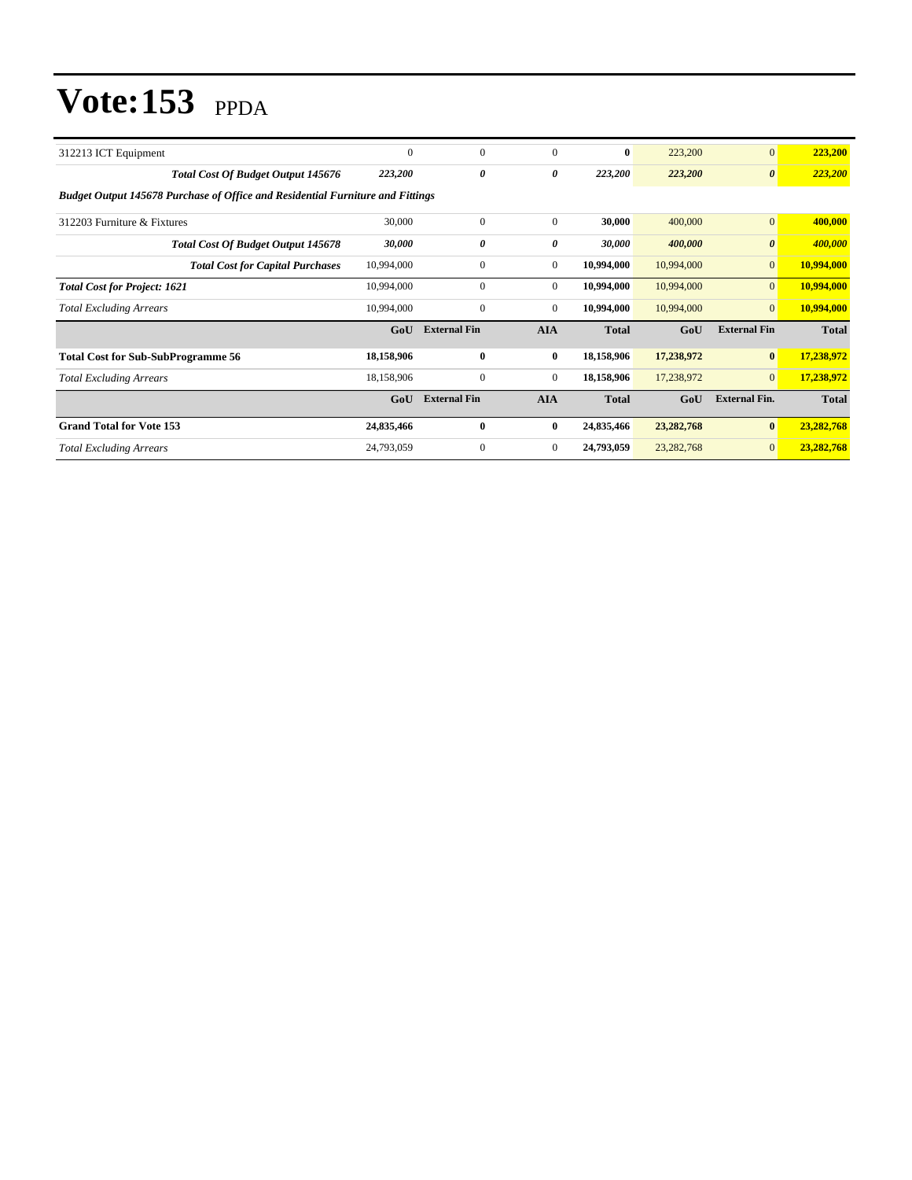# Vote:153 PPDA

| | | | | | | | |
|---|---|---|---|---|---|---|---|
| 312213 ICT Equipment | 0 | 0 | 0 | **0** | 223,200 | 0 | **223,200** |
| ***Total Cost Of Budget Output 145676*** | ***223,200*** | ***0*** | ***0*** | ***223,200*** | ***223,200*** | ***0*** | ***223,200*** |
| ***Budget Output 145678 Purchase of Office and Residential Furniture and Fittings*** | | | | | | | |
| 312203 Furniture & Fixtures | 30,000 | 0 | 0 | **30,000** | 400,000 | 0 | **400,000** |
| ***Total Cost Of Budget Output 145678*** | ***30,000*** | ***0*** | ***0*** | ***30,000*** | ***400,000*** | ***0*** | ***400,000*** |
| ***Total Cost for Capital Purchases*** | 10,994,000 | 0 | 0 | **10,994,000** | 10,994,000 | 0 | **10,994,000** |
| ***Total Cost for Project: 1621*** | 10,994,000 | 0 | 0 | **10,994,000** | 10,994,000 | 0 | **10,994,000** |
| *Total Excluding Arrears* | 10,994,000 | 0 | 0 | **10,994,000** | 10,994,000 | 0 | **10,994,000** |
| | **GoU** | **External Fin** | **AIA** | **Total** | **GoU** | **External Fin** | **Total** |
| **Total Cost for Sub-SubProgramme 56** | **18,158,906** | **0** | **0** | **18,158,906** | **17,238,972** | **0** | **17,238,972** |
| *Total Excluding Arrears* | 18,158,906 | 0 | 0 | **18,158,906** | 17,238,972 | 0 | **17,238,972** |
| | **GoU** | **External Fin** | **AIA** | **Total** | **GoU** | **External Fin.** | **Total** |
| **Grand Total for Vote 153** | **24,835,466** | **0** | **0** | **24,835,466** | **23,282,768** | **0** | **23,282,768** |
| *Total Excluding Arrears* | 24,793,059 | 0 | 0 | **24,793,059** | 23,282,768 | 0 | **23,282,768** |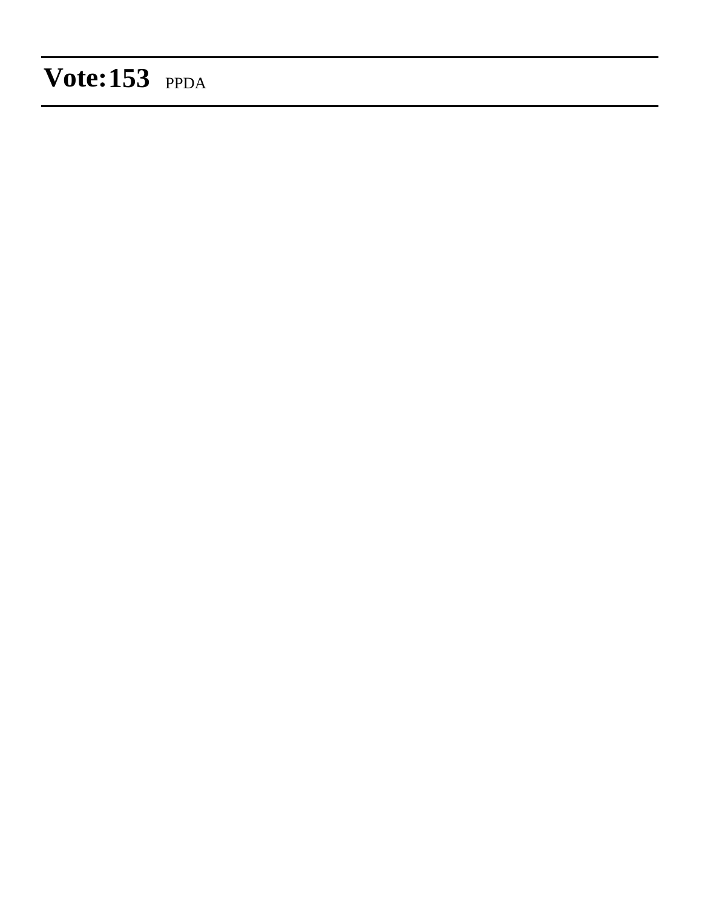**Vote:153** PPDA